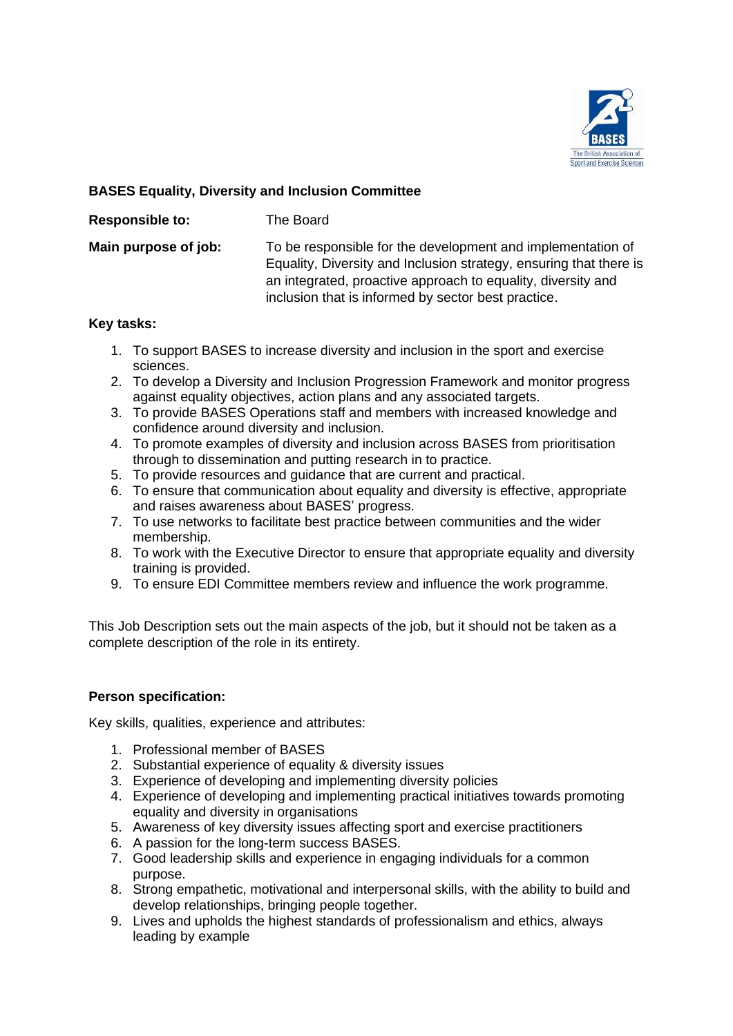## BASES Equality, Diversity and Inclusion Committee

**Responsible to:** The Board

**Main purpose of job:** To be responsible for the development and implementation of Equality, Diversity and Inclusion strategy, ensuring that there is an integrated, proactive approach to equality, diversity and inclusion that is informed by sector best practice.

**Key tasks:**

1. To support BASES to increase diversity and inclusion in the sport and exercise sciences.
2. To develop a Diversity and Inclusion Progression Framework and monitor progress against equality objectives, action plans and any associated targets.
3. To provide BASES Operations staff and members with increased knowledge and confidence around diversity and inclusion.
4. To promote examples of diversity and inclusion across BASES from prioritisation through to dissemination and putting research in to practice.
5. To provide resources and guidance that are current and practical.
6. To ensure that communication about equality and diversity is effective, appropriate and raises awareness about BASES' progress.
7. To use networks to facilitate best practice between communities and the wider membership.
8. To work with the Executive Director to ensure that appropriate equality and diversity training is provided.
9. To ensure EDI Committee members review and influence the work programme.

This Job Description sets out the main aspects of the job, but it should not be taken as a complete description of the role in its entirety.

**Person specification:**

Key skills, qualities, experience and attributes:

1. Professional member of BASES
2. Substantial experience of equality & diversity issues
3. Experience of developing and implementing diversity policies
4. Experience of developing and implementing practical initiatives towards promoting equality and diversity in organisations
5. Awareness of key diversity issues affecting sport and exercise practitioners
6. A passion for the long-term success BASES.
7. Good leadership skills and experience in engaging individuals for a common purpose.
8. Strong empathetic, motivational and interpersonal skills, with the ability to build and develop relationships, bringing people together.
9. Lives and upholds the highest standards of professionalism and ethics, always leading by example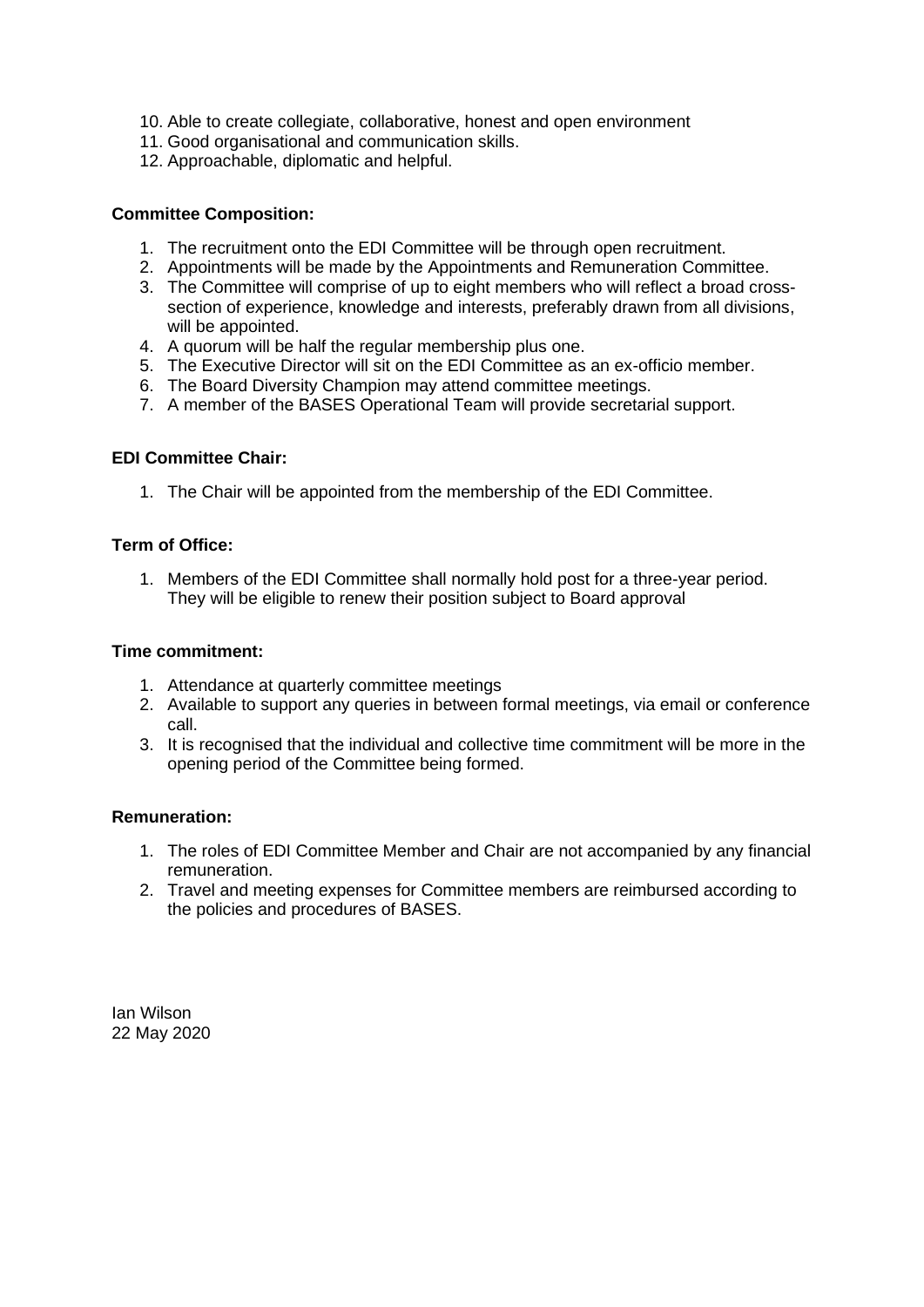10. Able to create collegiate, collaborative, honest and open environment
11. Good organisational and communication skills.
12. Approachable, diplomatic and helpful.

**Committee Composition:**

1. The recruitment onto the EDI Committee will be through open recruitment.
2. Appointments will be made by the Appointments and Remuneration Committee.
3. The Committee will comprise of up to eight members who will reflect a broad cross-section of experience, knowledge and interests, preferably drawn from all divisions, will be appointed.
4. A quorum will be half the regular membership plus one.
5. The Executive Director will sit on the EDI Committee as an ex-officio member.
6. The Board Diversity Champion may attend committee meetings.
7. A member of the BASES Operational Team will provide secretarial support.

**EDI Committee Chair:**

1. The Chair will be appointed from the membership of the EDI Committee.

**Term of Office:**

1. Members of the EDI Committee shall normally hold post for a three-year period. They will be eligible to renew their position subject to Board approval

**Time commitment:**

1. Attendance at quarterly committee meetings
2. Available to support any queries in between formal meetings, via email or conference call.
3. It is recognised that the individual and collective time commitment will be more in the opening period of the Committee being formed.

**Remuneration:**

1. The roles of EDI Committee Member and Chair are not accompanied by any financial remuneration.
2. Travel and meeting expenses for Committee members are reimbursed according to the policies and procedures of BASES.

Ian Wilson
22 May 2020